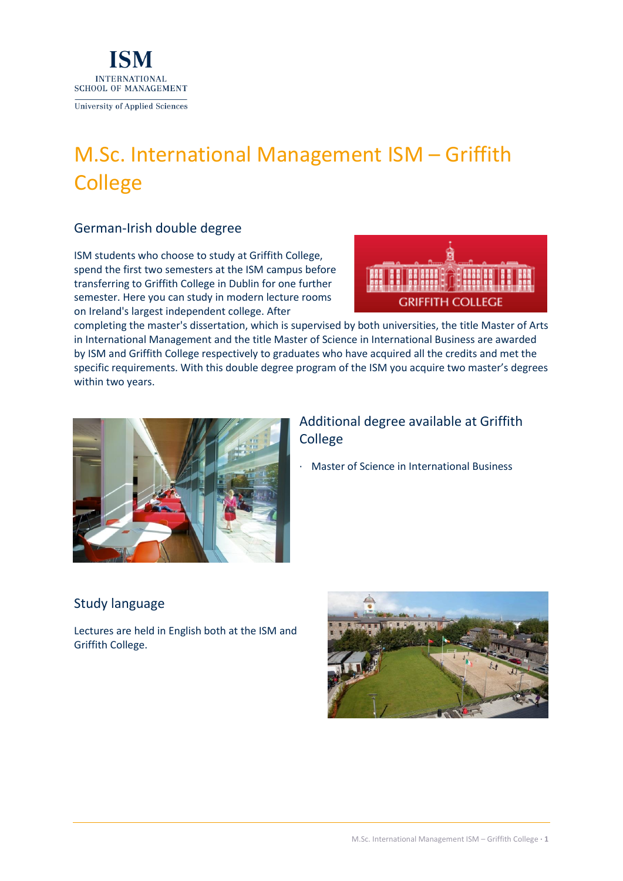ISM
INTERNATIONAL SCHOOL OF MANAGEMENT
University of Applied Sciences

# M.Sc. International Management ISM – Griffith College

## German-Irish double degree

ISM students who choose to study at Griffith College, spend the first two semesters at the ISM campus before transferring to Griffith College in Dublin for one further semester. Here you can study in modern lecture rooms on Ireland's largest independent college. After completing the master's dissertation, which is supervised by both universities, the title Master of Arts in International Management and the title Master of Science in International Business are awarded by ISM and Griffith College respectively to graduates who have acquired all the credits and met the specific requirements. With this double degree program of the ISM you acquire two master's degrees within two years.

## Additional degree available at Griffith College

- Master of Science in International Business

## Study language

Lectures are held in English both at the ISM and Griffith College.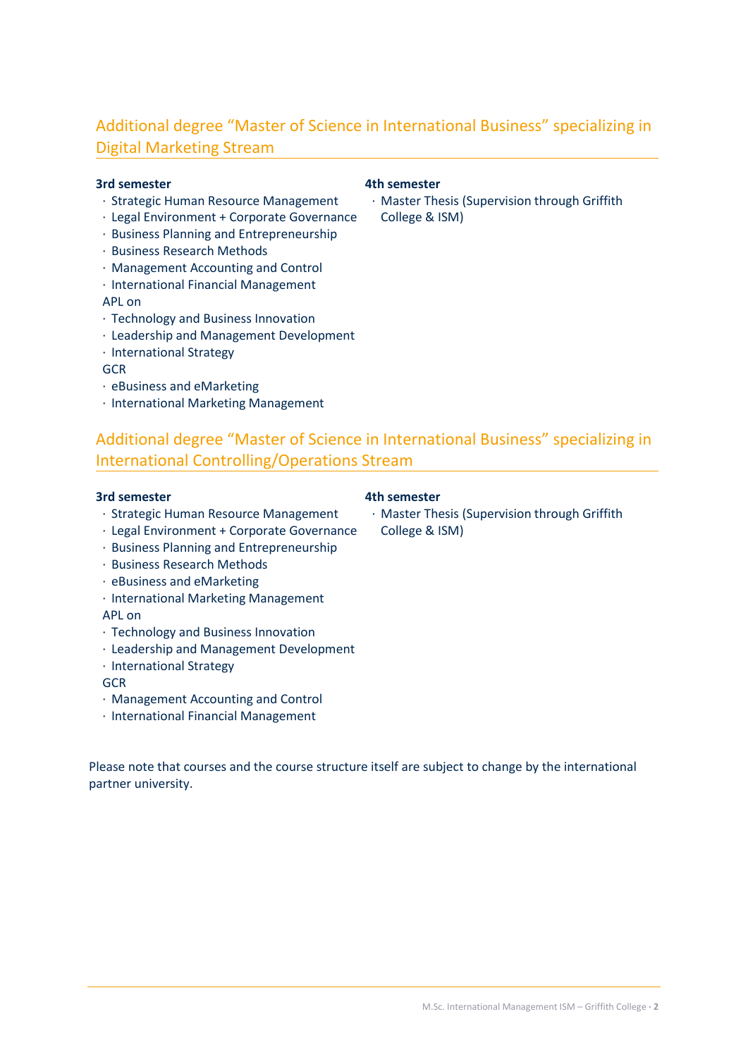## Additional degree "Master of Science in International Business" specializing in Digital Marketing Stream

**3rd semester**

- Strategic Human Resource Management
- Legal Environment + Corporate Governance
- Business Planning and Entrepreneurship
- Business Research Methods
- Management Accounting and Control
- International Financial Management

APL on

- Technology and Business Innovation
- Leadership and Management Development
- International Strategy

GCR

- eBusiness and eMarketing
- International Marketing Management

**4th semester**

- Master Thesis (Supervision through Griffith College & ISM)

## Additional degree "Master of Science in International Business" specializing in International Controlling/Operations Stream

**3rd semester**

- Strategic Human Resource Management
- Legal Environment + Corporate Governance
- Business Planning and Entrepreneurship
- Business Research Methods
- eBusiness and eMarketing
- International Marketing Management

APL on

- Technology and Business Innovation
- Leadership and Management Development
- International Strategy

GCR

- Management Accounting and Control
- International Financial Management

**4th semester**

- Master Thesis (Supervision through Griffith College & ISM)

Please note that courses and the course structure itself are subject to change by the international partner university.